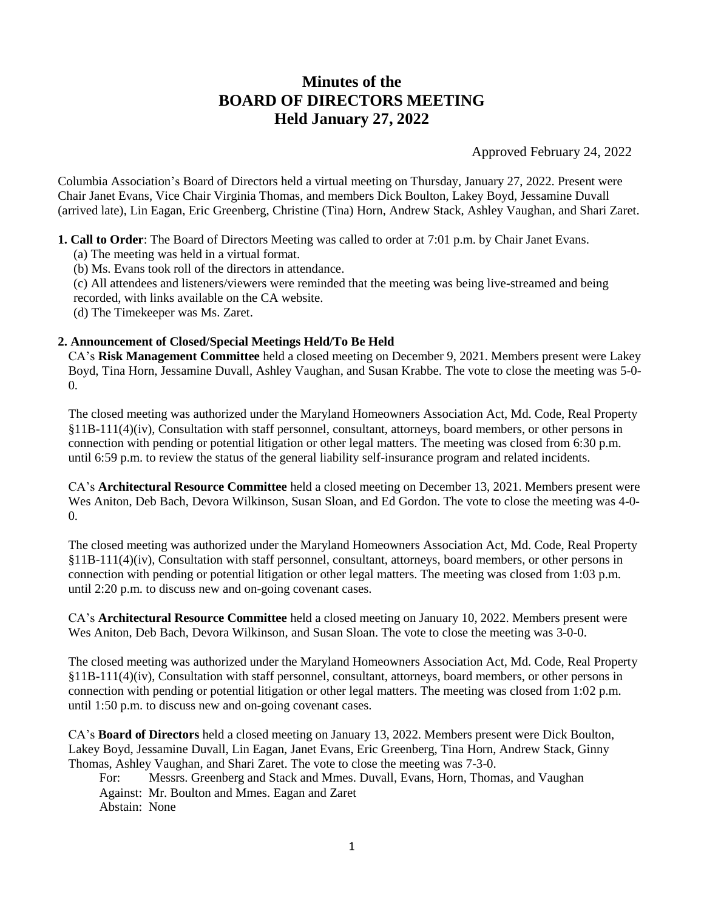# Minutes of the
# BOARD OF DIRECTORS MEETING
# Held January 27, 2022

Approved February 24, 2022

Columbia Association's Board of Directors held a virtual meeting on Thursday, January 27, 2022. Present were Chair Janet Evans, Vice Chair Virginia Thomas, and members Dick Boulton, Lakey Boyd, Jessamine Duvall (arrived late), Lin Eagan, Eric Greenberg, Christine (Tina) Horn, Andrew Stack, Ashley Vaughan, and Shari Zaret.

**1. Call to Order**: The Board of Directors Meeting was called to order at 7:01 p.m. by Chair Janet Evans.

(a) The meeting was held in a virtual format.

(b) Ms. Evans took roll of the directors in attendance.

(c) All attendees and listeners/viewers were reminded that the meeting was being live-streamed and being recorded, with links available on the CA website.

(d) The Timekeeper was Ms. Zaret.

**2. Announcement of Closed/Special Meetings Held/To Be Held**

CA's **Risk Management Committee** held a closed meeting on December 9, 2021. Members present were Lakey Boyd, Tina Horn, Jessamine Duvall, Ashley Vaughan, and Susan Krabbe. The vote to close the meeting was 5-0-0.

The closed meeting was authorized under the Maryland Homeowners Association Act, Md. Code, Real Property §11B-111(4)(iv), Consultation with staff personnel, consultant, attorneys, board members, or other persons in connection with pending or potential litigation or other legal matters. The meeting was closed from 6:30 p.m. until 6:59 p.m. to review the status of the general liability self-insurance program and related incidents.

CA's **Architectural Resource Committee** held a closed meeting on December 13, 2021. Members present were Wes Aniton, Deb Bach, Devora Wilkinson, Susan Sloan, and Ed Gordon. The vote to close the meeting was 4-0-0.

The closed meeting was authorized under the Maryland Homeowners Association Act, Md. Code, Real Property §11B-111(4)(iv), Consultation with staff personnel, consultant, attorneys, board members, or other persons in connection with pending or potential litigation or other legal matters. The meeting was closed from 1:03 p.m. until 2:20 p.m. to discuss new and on-going covenant cases.

CA's **Architectural Resource Committee** held a closed meeting on January 10, 2022. Members present were Wes Aniton, Deb Bach, Devora Wilkinson, and Susan Sloan. The vote to close the meeting was 3-0-0.

The closed meeting was authorized under the Maryland Homeowners Association Act, Md. Code, Real Property §11B-111(4)(iv), Consultation with staff personnel, consultant, attorneys, board members, or other persons in connection with pending or potential litigation or other legal matters. The meeting was closed from 1:02 p.m. until 1:50 p.m. to discuss new and on-going covenant cases.

CA's **Board of Directors** held a closed meeting on January 13, 2022. Members present were Dick Boulton, Lakey Boyd, Jessamine Duvall, Lin Eagan, Janet Evans, Eric Greenberg, Tina Horn, Andrew Stack, Ginny Thomas, Ashley Vaughan, and Shari Zaret. The vote to close the meeting was 7-3-0.

For: Messrs. Greenberg and Stack and Mmes. Duvall, Evans, Horn, Thomas, and Vaughan
Against: Mr. Boulton and Mmes. Eagan and Zaret
Abstain: None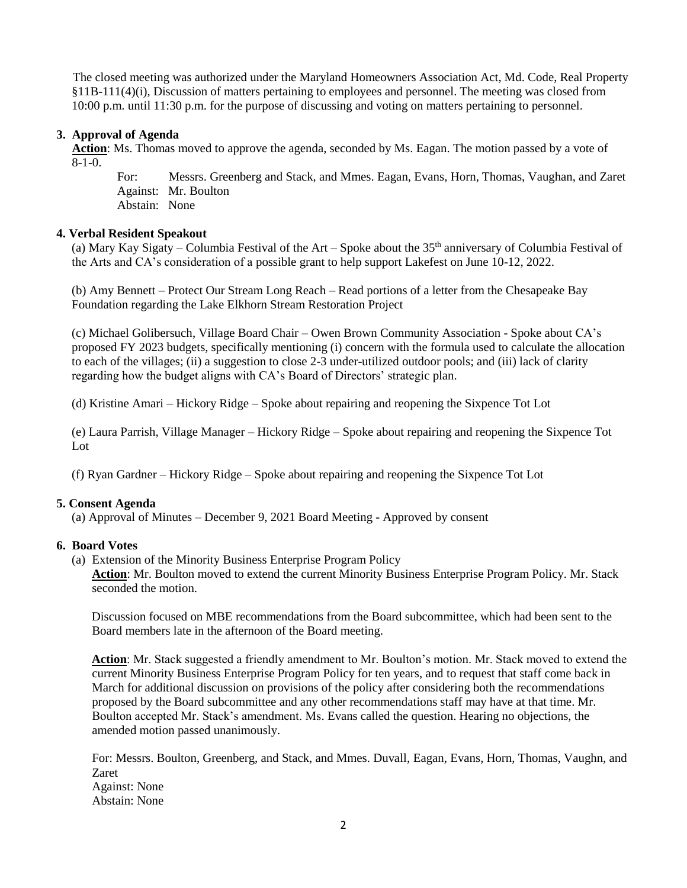The closed meeting was authorized under the Maryland Homeowners Association Act, Md. Code, Real Property §11B-111(4)(i), Discussion of matters pertaining to employees and personnel. The meeting was closed from 10:00 p.m. until 11:30 p.m. for the purpose of discussing and voting on matters pertaining to personnel.

**3. Approval of Agenda**

**Action**: Ms. Thomas moved to approve the agenda, seconded by Ms. Eagan. The motion passed by a vote of 8-1-0.

For: Messrs. Greenberg and Stack, and Mmes. Eagan, Evans, Horn, Thomas, Vaughan, and Zaret
Against: Mr. Boulton
Abstain: None

**4. Verbal Resident Speakout**

(a) Mary Kay Sigaty – Columbia Festival of the Art – Spoke about the 35th anniversary of Columbia Festival of the Arts and CA's consideration of a possible grant to help support Lakefest on June 10-12, 2022.

(b) Amy Bennett – Protect Our Stream Long Reach – Read portions of a letter from the Chesapeake Bay Foundation regarding the Lake Elkhorn Stream Restoration Project

(c) Michael Golibersuch, Village Board Chair – Owen Brown Community Association - Spoke about CA's proposed FY 2023 budgets, specifically mentioning (i) concern with the formula used to calculate the allocation to each of the villages; (ii) a suggestion to close 2-3 under-utilized outdoor pools; and (iii) lack of clarity regarding how the budget aligns with CA's Board of Directors' strategic plan.

(d) Kristine Amari – Hickory Ridge – Spoke about repairing and reopening the Sixpence Tot Lot

(e) Laura Parrish, Village Manager – Hickory Ridge – Spoke about repairing and reopening the Sixpence Tot Lot

(f) Ryan Gardner – Hickory Ridge – Spoke about repairing and reopening the Sixpence Tot Lot

**5. Consent Agenda**

(a) Approval of Minutes – December 9, 2021 Board Meeting - Approved by consent

**6. Board Votes**

(a) Extension of the Minority Business Enterprise Program Policy

**Action**: Mr. Boulton moved to extend the current Minority Business Enterprise Program Policy. Mr. Stack seconded the motion.

Discussion focused on MBE recommendations from the Board subcommittee, which had been sent to the Board members late in the afternoon of the Board meeting.

**Action**: Mr. Stack suggested a friendly amendment to Mr. Boulton's motion. Mr. Stack moved to extend the current Minority Business Enterprise Program Policy for ten years, and to request that staff come back in March for additional discussion on provisions of the policy after considering both the recommendations proposed by the Board subcommittee and any other recommendations staff may have at that time. Mr. Boulton accepted Mr. Stack's amendment. Ms. Evans called the question. Hearing no objections, the amended motion passed unanimously.

For: Messrs. Boulton, Greenberg, and Stack, and Mmes. Duvall, Eagan, Evans, Horn, Thomas, Vaughn, and Zaret
Against: None
Abstain: None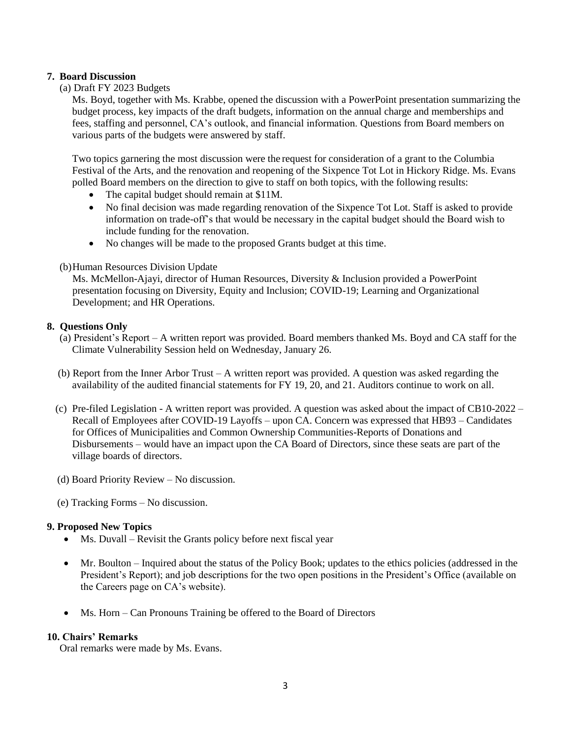## 7. Board Discussion

(a) Draft FY 2023 Budgets

Ms. Boyd, together with Ms. Krabbe, opened the discussion with a PowerPoint presentation summarizing the budget process, key impacts of the draft budgets, information on the annual charge and memberships and fees, staffing and personnel, CA's outlook, and financial information. Questions from Board members on various parts of the budgets were answered by staff.

Two topics garnering the most discussion were the request for consideration of a grant to the Columbia Festival of the Arts, and the renovation and reopening of the Sixpence Tot Lot in Hickory Ridge. Ms. Evans polled Board members on the direction to give to staff on both topics, with the following results:

- The capital budget should remain at $11M.
- No final decision was made regarding renovation of the Sixpence Tot Lot. Staff is asked to provide information on trade-off's that would be necessary in the capital budget should the Board wish to include funding for the renovation.
- No changes will be made to the proposed Grants budget at this time.

(b) Human Resources Division Update

Ms. McMellon-Ajayi, director of Human Resources, Diversity & Inclusion provided a PowerPoint presentation focusing on Diversity, Equity and Inclusion; COVID-19; Learning and Organizational Development; and HR Operations.

## 8. Questions Only

(a) President's Report – A written report was provided. Board members thanked Ms. Boyd and CA staff for the Climate Vulnerability Session held on Wednesday, January 26.

(b) Report from the Inner Arbor Trust – A written report was provided. A question was asked regarding the availability of the audited financial statements for FY 19, 20, and 21. Auditors continue to work on all.

(c) Pre-filed Legislation - A written report was provided. A question was asked about the impact of CB10-2022 – Recall of Employees after COVID-19 Layoffs – upon CA. Concern was expressed that HB93 – Candidates for Offices of Municipalities and Common Ownership Communities-Reports of Donations and Disbursements – would have an impact upon the CA Board of Directors, since these seats are part of the village boards of directors.

(d) Board Priority Review – No discussion.

(e) Tracking Forms – No discussion.

## 9. Proposed New Topics

- Ms. Duvall – Revisit the Grants policy before next fiscal year
- Mr. Boulton – Inquired about the status of the Policy Book; updates to the ethics policies (addressed in the President's Report); and job descriptions for the two open positions in the President's Office (available on the Careers page on CA's website).
- Ms. Horn – Can Pronouns Training be offered to the Board of Directors

## 10. Chairs' Remarks

Oral remarks were made by Ms. Evans.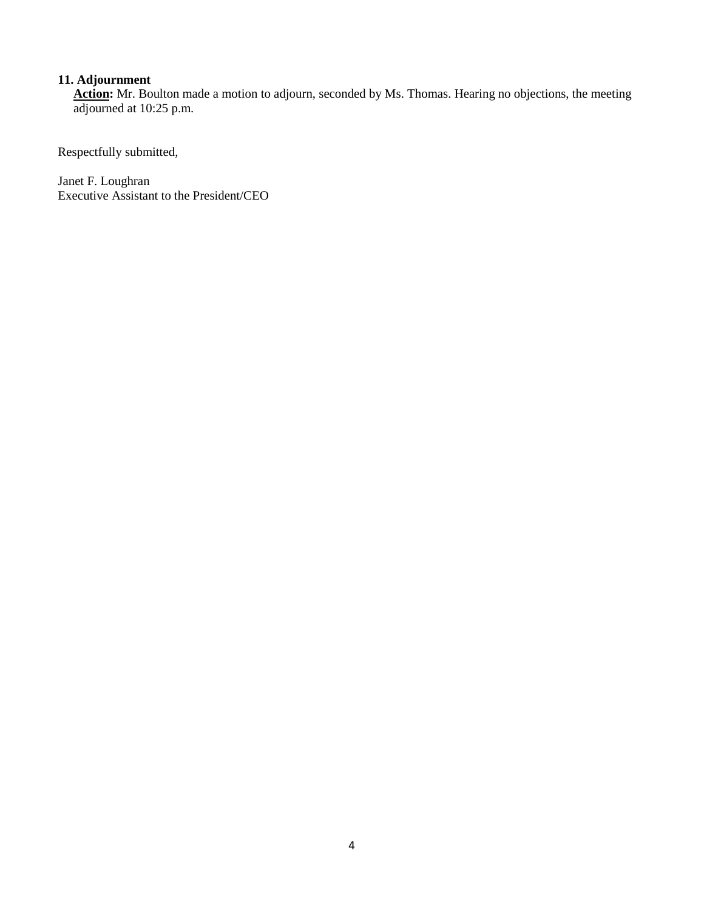**11. Adjournment**

**Action:** Mr. Boulton made a motion to adjourn, seconded by Ms. Thomas. Hearing no objections, the meeting adjourned at 10:25 p.m.

Respectfully submitted,

Janet F. Loughran
Executive Assistant to the President/CEO